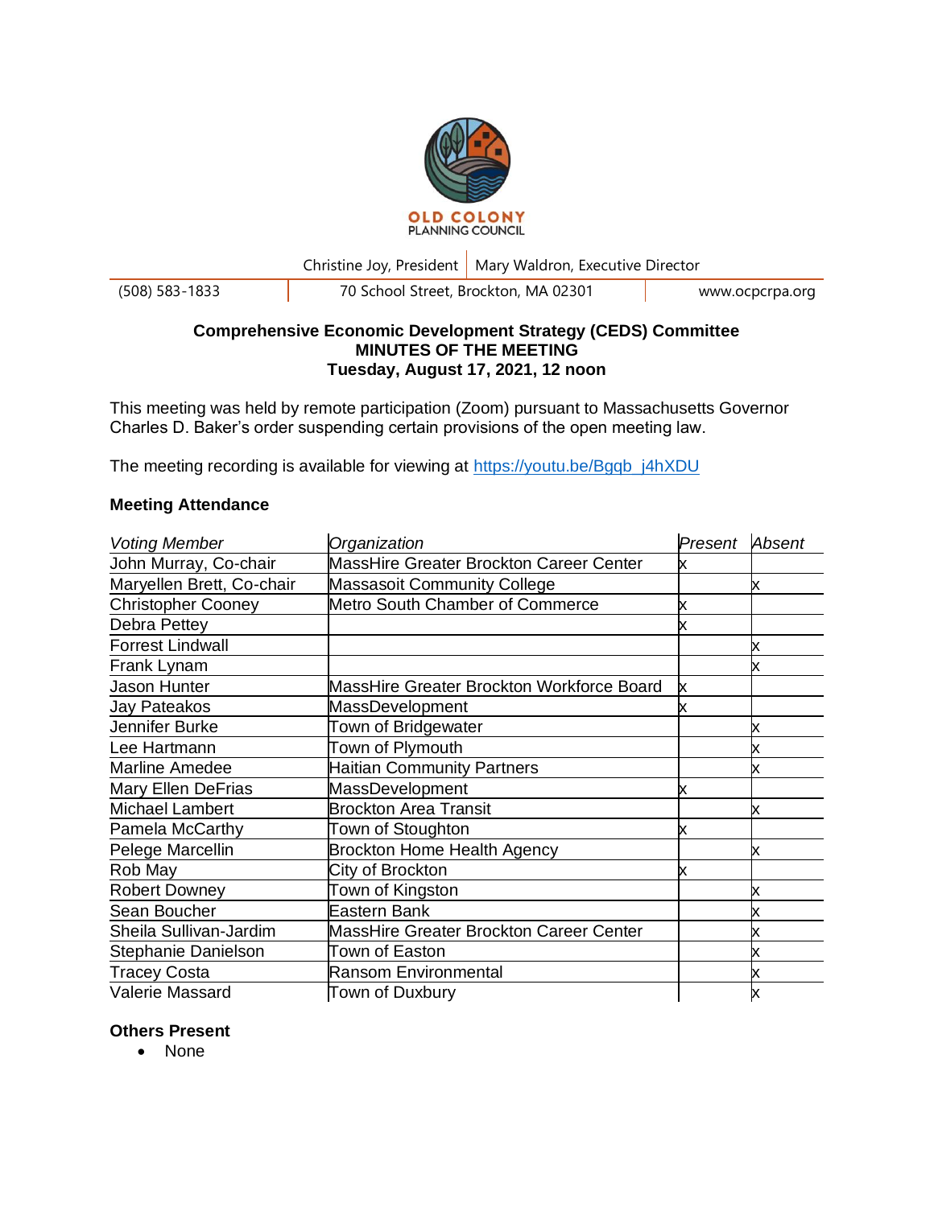OLD COLONY
PLANNING COUNCIL

Christine Joy, President | Mary Waldron, Executive Director

(508) 583-1833 | 70 School Street, Brockton, MA 02301 | www.ocpcrpa.org

**Comprehensive Economic Development Strategy (CEDS) Committee**
**MINUTES OF THE MEETING**
**Tuesday, August 17, 2021, 12 noon**

This meeting was held by remote participation (Zoom) pursuant to Massachusetts Governor Charles D. Baker's order suspending certain provisions of the open meeting law.

The meeting recording is available for viewing at https://youtu.be/Bgqb_j4hXDU

### Meeting Attendance

| *Voting Member* | *Organization* | *Present* | *Absent* |
|---|---|---|---|
| John Murray, Co-chair | MassHire Greater Brockton Career Center | x | |
| Maryellen Brett, Co-chair | Massasoit Community College | | x |
| Christopher Cooney | Metro South Chamber of Commerce | x | |
| Debra Pettey | | x | |
| Forrest Lindwall | | | x |
| Frank Lynam | | | x |
| Jason Hunter | MassHire Greater Brockton Workforce Board | x | |
| Jay Pateakos | MassDevelopment | x | |
| Jennifer Burke | Town of Bridgewater | | x |
| Lee Hartmann | Town of Plymouth | | x |
| Marline Amedee | Haitian Community Partners | | x |
| Mary Ellen DeFrias | MassDevelopment | x | |
| Michael Lambert | Brockton Area Transit | | x |
| Pamela McCarthy | Town of Stoughton | x | |
| Pelege Marcellin | Brockton Home Health Agency | | x |
| Rob May | City of Brockton | x | |
| Robert Downey | Town of Kingston | | x |
| Sean Boucher | Eastern Bank | | x |
| Sheila Sullivan-Jardim | MassHire Greater Brockton Career Center | | x |
| Stephanie Danielson | Town of Easton | | x |
| Tracey Costa | Ransom Environmental | | x |
| Valerie Massard | Town of Duxbury | | x |

### Others Present

- None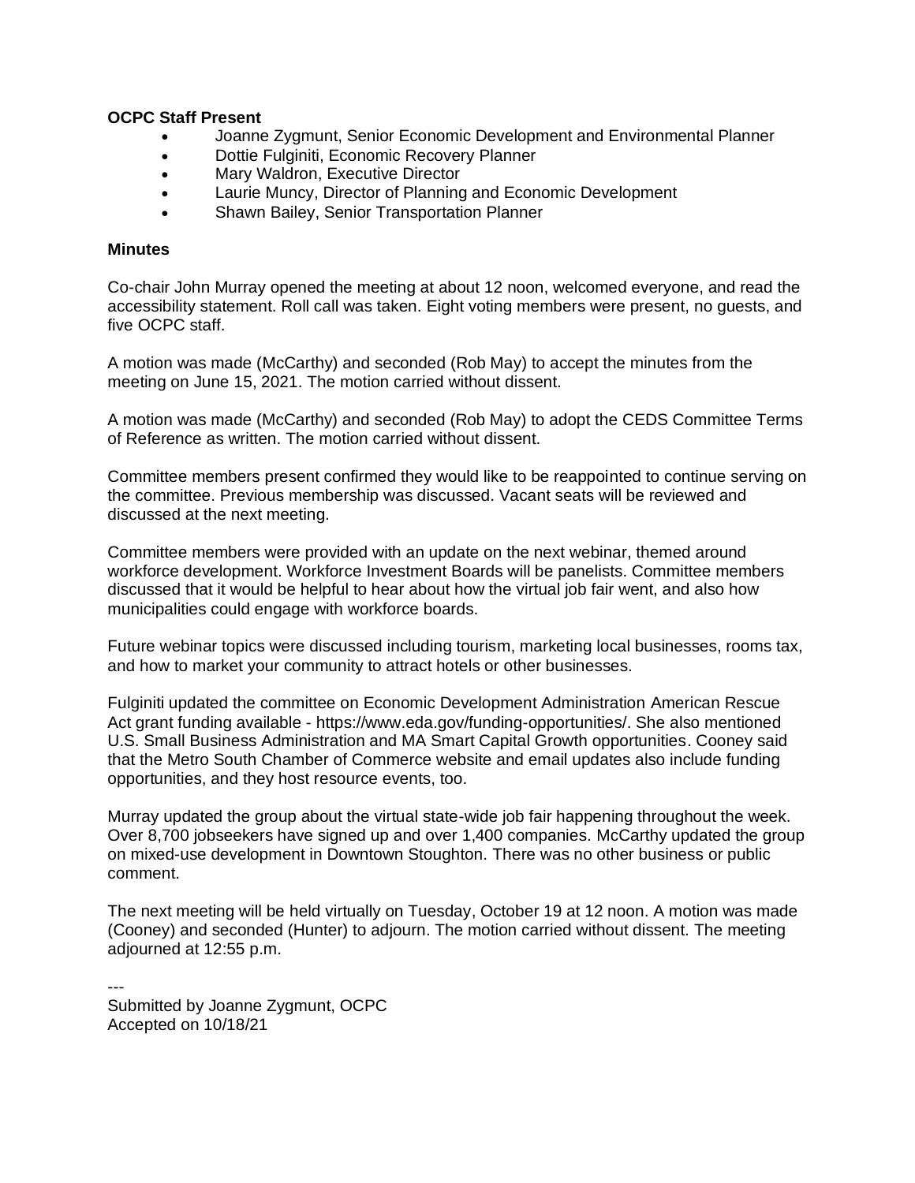**OCPC Staff Present**

- Joanne Zygmunt, Senior Economic Development and Environmental Planner
- Dottie Fulginiti, Economic Recovery Planner
- Mary Waldron, Executive Director
- Laurie Muncy, Director of Planning and Economic Development
- Shawn Bailey, Senior Transportation Planner

**Minutes**

Co-chair John Murray opened the meeting at about 12 noon, welcomed everyone, and read the accessibility statement. Roll call was taken. Eight voting members were present, no guests, and five OCPC staff.

A motion was made (McCarthy) and seconded (Rob May) to accept the minutes from the meeting on June 15, 2021. The motion carried without dissent.

A motion was made (McCarthy) and seconded (Rob May) to adopt the CEDS Committee Terms of Reference as written. The motion carried without dissent.

Committee members present confirmed they would like to be reappointed to continue serving on the committee. Previous membership was discussed. Vacant seats will be reviewed and discussed at the next meeting.

Committee members were provided with an update on the next webinar, themed around workforce development. Workforce Investment Boards will be panelists. Committee members discussed that it would be helpful to hear about how the virtual job fair went, and also how municipalities could engage with workforce boards.

Future webinar topics were discussed including tourism, marketing local businesses, rooms tax, and how to market your community to attract hotels or other businesses.

Fulginiti updated the committee on Economic Development Administration American Rescue Act grant funding available - https://www.eda.gov/funding-opportunities/. She also mentioned U.S. Small Business Administration and MA Smart Capital Growth opportunities. Cooney said that the Metro South Chamber of Commerce website and email updates also include funding opportunities, and they host resource events, too.

Murray updated the group about the virtual state-wide job fair happening throughout the week. Over 8,700 jobseekers have signed up and over 1,400 companies. McCarthy updated the group on mixed-use development in Downtown Stoughton. There was no other business or public comment.

The next meeting will be held virtually on Tuesday, October 19 at 12 noon. A motion was made (Cooney) and seconded (Hunter) to adjourn. The motion carried without dissent. The meeting adjourned at 12:55 p.m.

---

Submitted by Joanne Zygmunt, OCPC
Accepted on 10/18/21